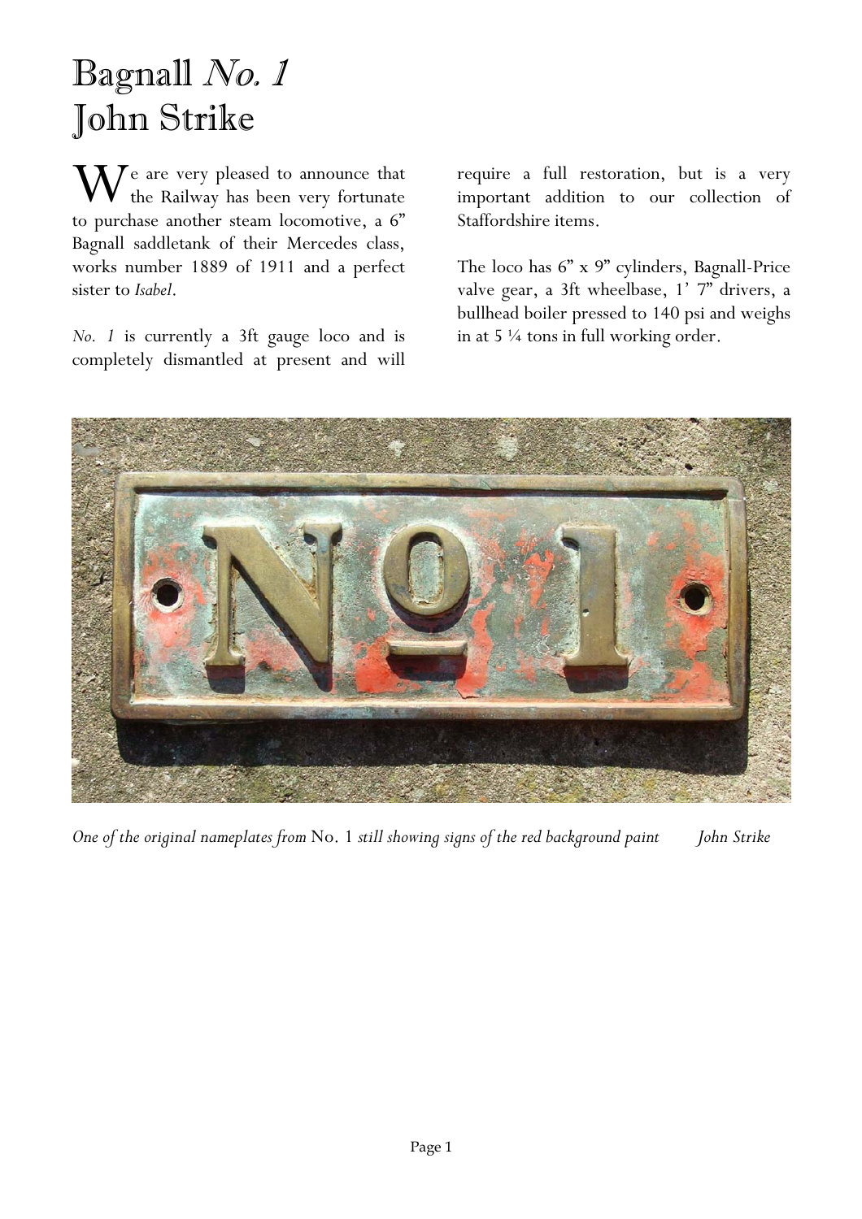# Bagnall *No. 1*
# John Strike

We are very pleased to announce that the Railway has been very fortunate to purchase another steam locomotive, a 6" Bagnall saddletank of their Mercedes class, works number 1889 of 1911 and a perfect sister to *Isabel*.

*No. 1* is currently a 3ft gauge loco and is completely dismantled at present and will require a full restoration, but is a very important addition to our collection of Staffordshire items.

The loco has 6" x 9" cylinders, Bagnall-Price valve gear, a 3ft wheelbase, 1' 7" drivers, a bullhead boiler pressed to 140 psi and weighs in at 5 ¼ tons in full working order.

*One of the original nameplates from* No. 1 *still showing signs of the red background paint* *John Strike*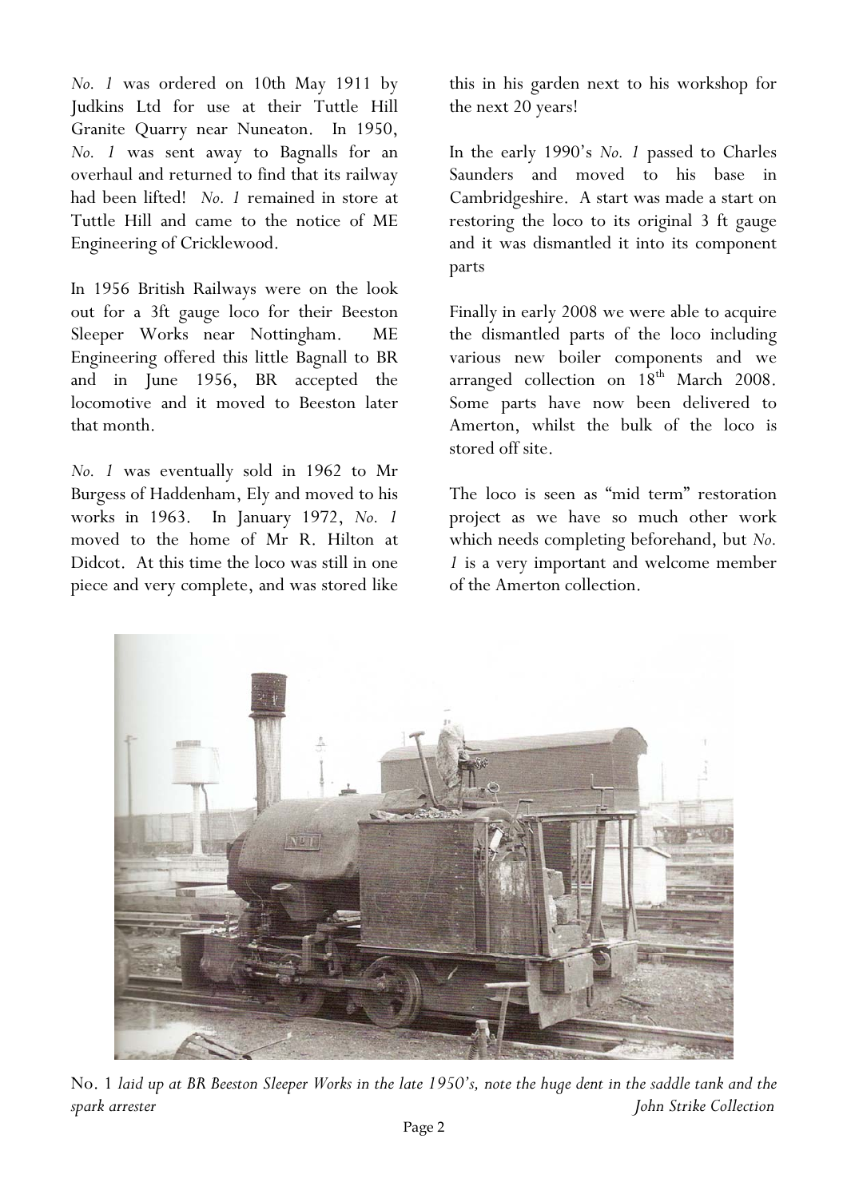*No. 1* was ordered on 10th May 1911 by Judkins Ltd for use at their Tuttle Hill Granite Quarry near Nuneaton. In 1950, *No. 1* was sent away to Bagnalls for an overhaul and returned to find that its railway had been lifted! *No. 1* remained in store at Tuttle Hill and came to the notice of ME Engineering of Cricklewood.

In 1956 British Railways were on the look out for a 3ft gauge loco for their Beeston Sleeper Works near Nottingham. ME Engineering offered this little Bagnall to BR and in June 1956, BR accepted the locomotive and it moved to Beeston later that month.

*No. 1* was eventually sold in 1962 to Mr Burgess of Haddenham, Ely and moved to his works in 1963. In January 1972, *No. 1* moved to the home of Mr R. Hilton at Didcot. At this time the loco was still in one piece and very complete, and was stored like this in his garden next to his workshop for the next 20 years!

In the early 1990's *No. 1* passed to Charles Saunders and moved to his base in Cambridgeshire. A start was made a start on restoring the loco to its original 3 ft gauge and it was dismantled it into its component parts

Finally in early 2008 we were able to acquire the dismantled parts of the loco including various new boiler components and we arranged collection on 18th March 2008. Some parts have now been delivered to Amerton, whilst the bulk of the loco is stored off site.

The loco is seen as "mid term" restoration project as we have so much other work which needs completing beforehand, but *No. 1* is a very important and welcome member of the Amerton collection.

No. 1 *laid up at BR Beeston Sleeper Works in the late 1950's, note the huge dent in the saddle tank and the spark arrester* *John Strike Collection*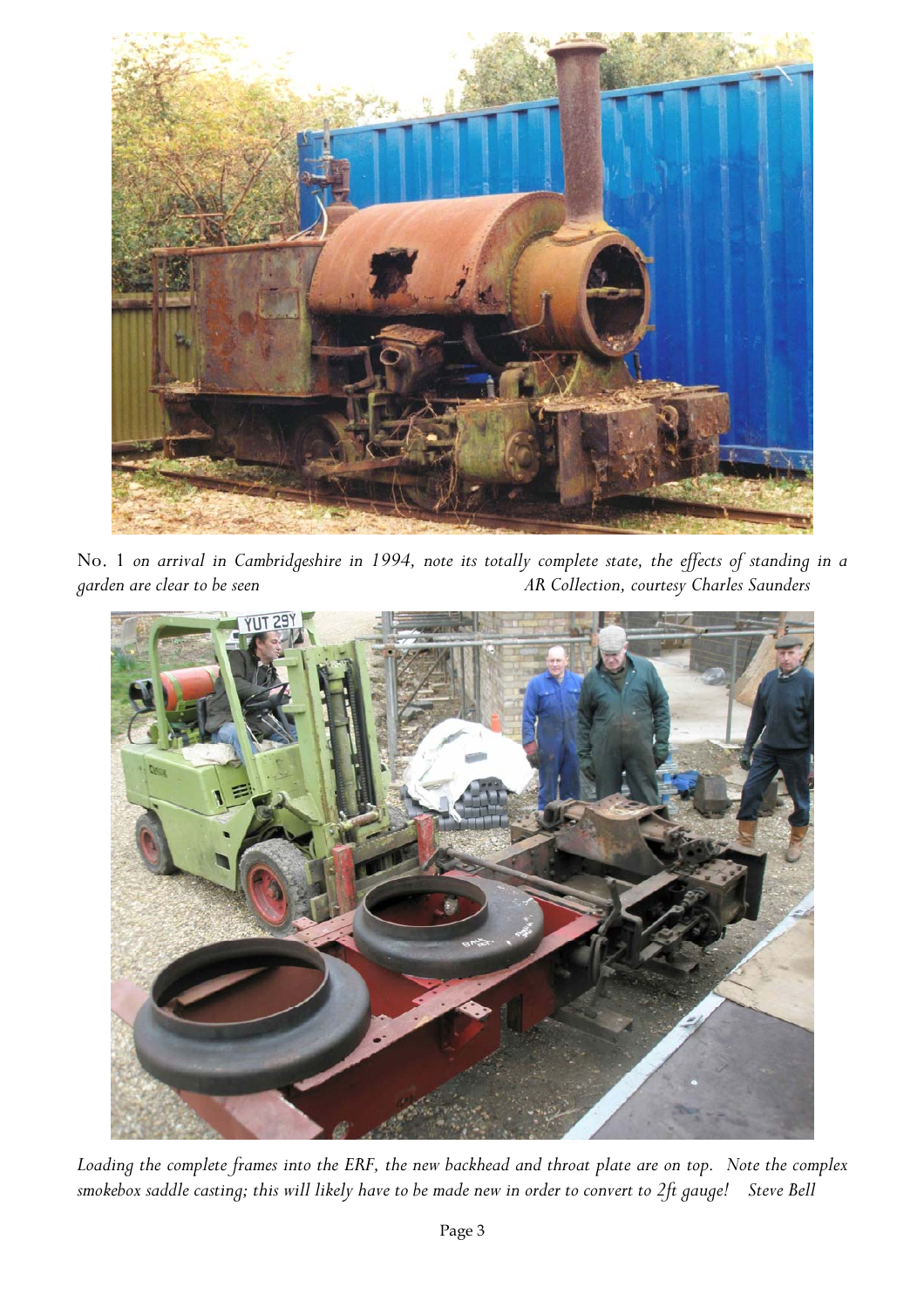No. 1 *on arrival in Cambridgeshire in 1994, note its totally complete state, the effects of standing in a garden are clear to be seen* *AR Collection, courtesy Charles Saunders*

*Loading the complete frames into the ERF, the new backhead and throat plate are on top. Note the complex smokebox saddle casting; this will likely have to be made new in order to convert to 2ft gauge!* *Steve Bell*